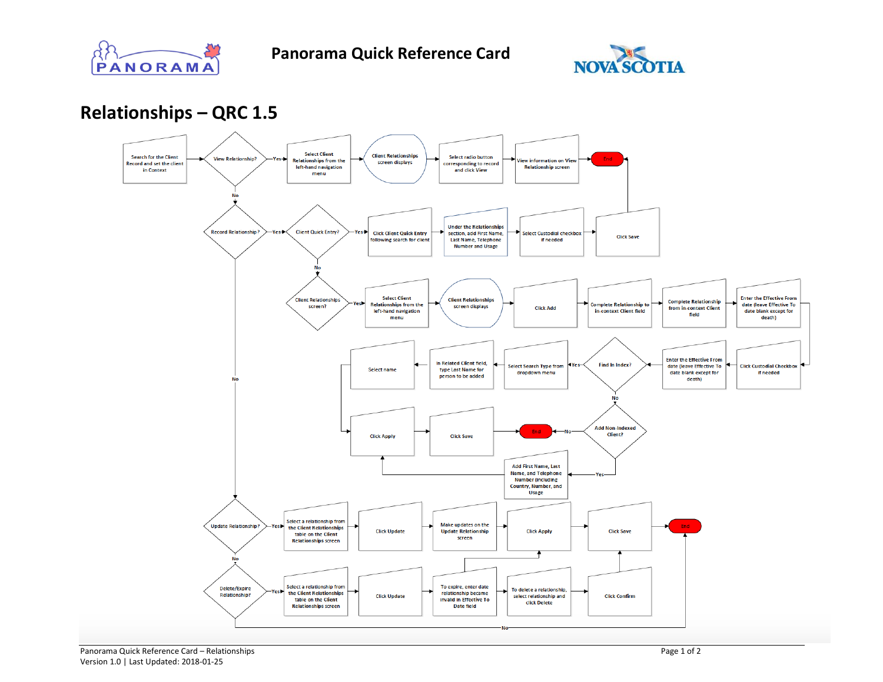# Panorama Quick Reference Card

## Relationships – QRC 1.5

Search for the Client Record and set the client in Context

View Relationship?

Yes

Select Client Relationships from the left-hand navigation menu

Client Relationships screen displays

Select radio button corresponding to record and click View

View information on View Relationship screen

End

No

Record Relationship?

Yes

Client Quick Entry?

Yes

Click Client Quick Entry following search for client

Under the Relationships section, add First Name, Last Name, Telephone Number and Usage

Select Custodial checkbox if needed

Click Save

No

Client Relationships screen?

Yes

Select Client Relationships from the left-hand navigation menu

Client Relationships screen displays

Click Add

Complete Relationship to in-context Client field

Complete Relationship from in-context Client field

Enter the Effective From date (leave Effective To date blank except for death)

Click Custodial Checkbox if needed

Enter the Effective From date (leave Effective To date blank except for death)

Find In Index?

Yes

Select Search Type from dropdown menu

In Related Client field, type Last Name for person to be added

Select name

No

Add Non-Indexed Client?

No

End

Yes

Add First Name, Last Name, and Telephone Number (including Country, Number, and Usage

Click Apply

Click Save

No

Update Relationship?

Yes

Select a relationship from the Client Relationships table on the Client Relationships screen

Click Update

Make updates on the Update Relationship screen

Click Apply

Click Save

End

No

Delete/Expire Relationship?

Yes

Select a relationship from the Client Relationships table on the Client Relationships screen

Click Update

To expire, enter date relationship became invalid in Effective To Date field

To delete a relationship, select relationship and click Delete

Click Confirm

No

Panorama Quick Reference Card – Relationships
Version 1.0 | Last Updated: 2018-01-25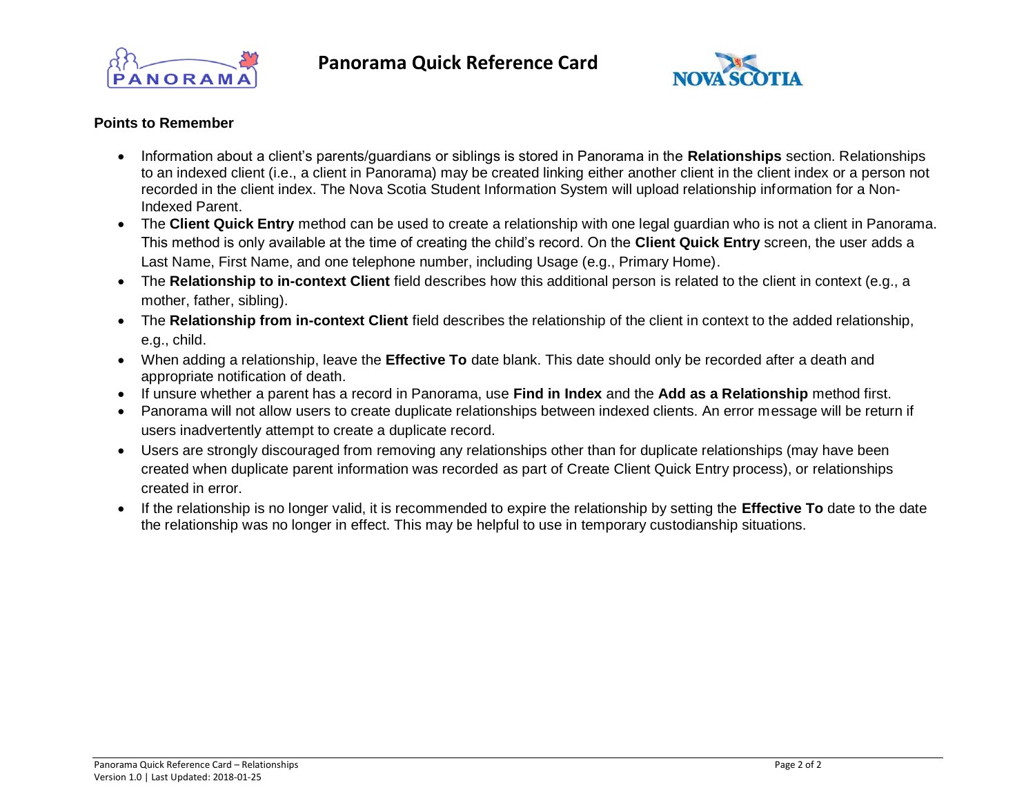**Points to Remember**

- Information about a client's parents/guardians or siblings is stored in Panorama in the **Relationships** section. Relationships to an indexed client (i.e., a client in Panorama) may be created linking either another client in the client index or a person not recorded in the client index. The Nova Scotia Student Information System will upload relationship information for a Non-Indexed Parent.
- The **Client Quick Entry** method can be used to create a relationship with one legal guardian who is not a client in Panorama. This method is only available at the time of creating the child's record. On the **Client Quick Entry** screen, the user adds a Last Name, First Name, and one telephone number, including Usage (e.g., Primary Home).
- The **Relationship to in-context Client** field describes how this additional person is related to the client in context (e.g., a mother, father, sibling).
- The **Relationship from in-context Client** field describes the relationship of the client in context to the added relationship, e.g., child.
- When adding a relationship, leave the **Effective To** date blank. This date should only be recorded after a death and appropriate notification of death.
- If unsure whether a parent has a record in Panorama, use **Find in Index** and the **Add as a Relationship** method first.
- Panorama will not allow users to create duplicate relationships between indexed clients. An error message will be return if users inadvertently attempt to create a duplicate record.
- Users are strongly discouraged from removing any relationships other than for duplicate relationships (may have been created when duplicate parent information was recorded as part of Create Client Quick Entry process), or relationships created in error.
- If the relationship is no longer valid, it is recommended to expire the relationship by setting the **Effective To** date to the date the relationship was no longer in effect. This may be helpful to use in temporary custodianship situations.